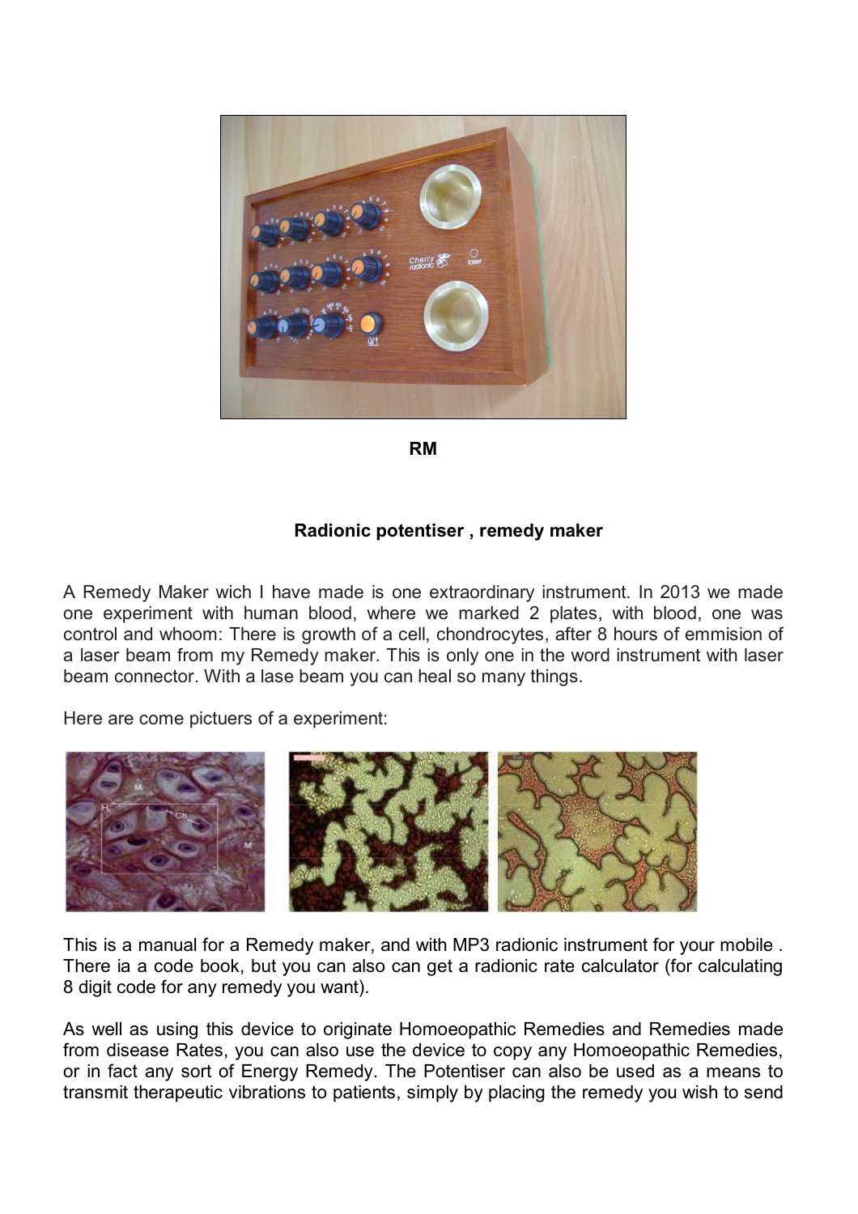**RM**

**Radionic potentiser , remedy maker**

A Remedy Maker wich I have made is one extraordinary instrument. In 2013 we made one experiment with human blood, where we marked 2 plates, with blood, one was control and whoom: There is growth of a cell, chondrocytes, after 8 hours of emmision of a laser beam from my Remedy maker. This is only one in the word instrument with laser beam connector. With a lase beam you can heal so many things.

Here are come pictuers of a experiment:

This is a manual for a Remedy maker, and with MP3 radionic instrument for your mobile . There ia a code book, but you can also can get a radionic rate calculator (for calculating 8 digit code for any remedy you want).

As well as using this device to originate Homoeopathic Remedies and Remedies made from disease Rates, you can also use the device to copy any Homoeopathic Remedies, or in fact any sort of Energy Remedy. The Potentiser can also be used as a means to transmit therapeutic vibrations to patients, simply by placing the remedy you wish to send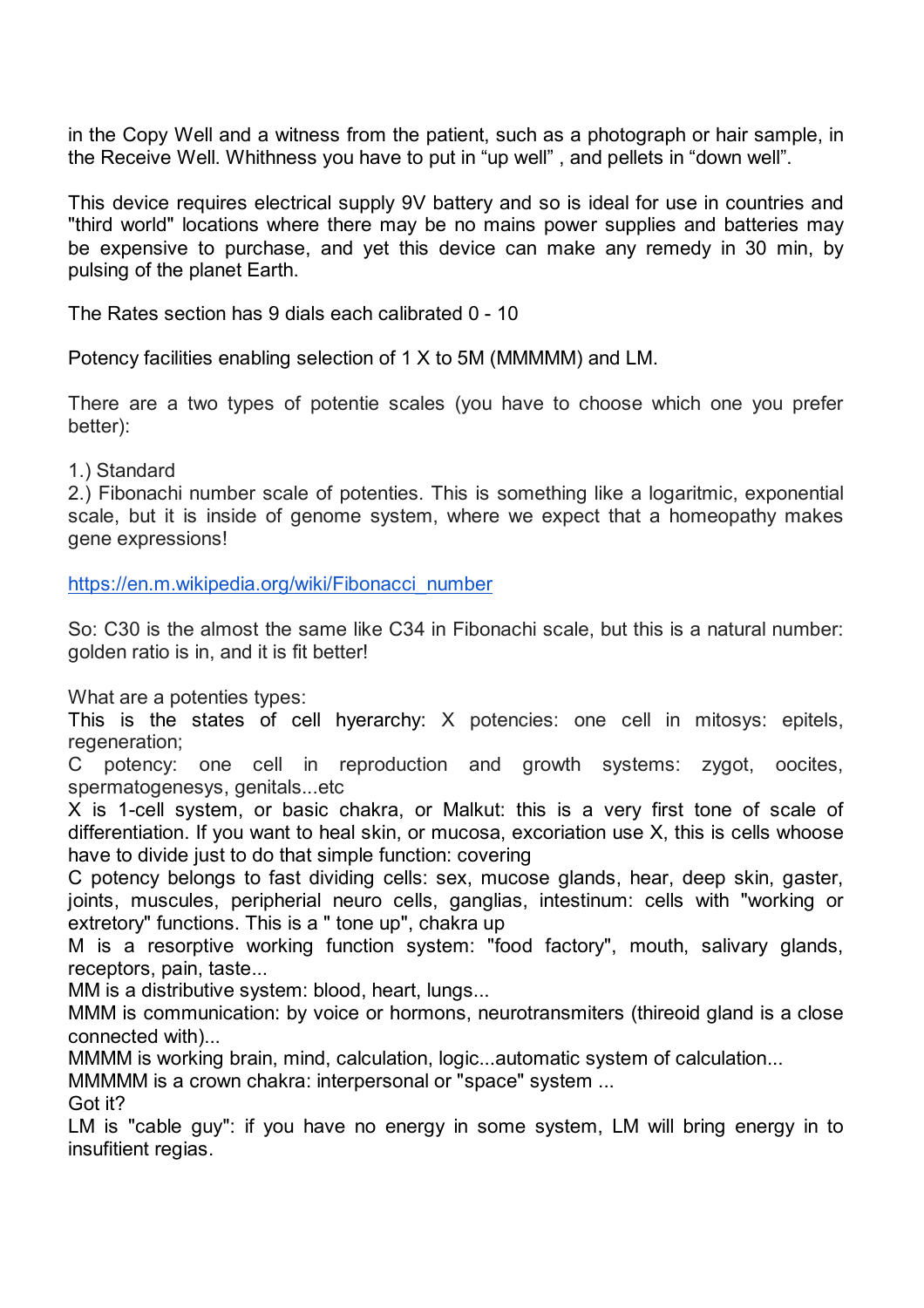in the Copy Well and a witness from the patient, such as a photograph or hair sample, in the Receive Well. Whithness you have to put in "up well" , and pellets in "down well".

This device requires electrical supply 9V battery and so is ideal for use in countries and "third world" locations where there may be no mains power supplies and batteries may be expensive to purchase, and yet this device can make any remedy in 30 min, by pulsing of the planet Earth.

The Rates section has 9 dials each calibrated 0 - 10

Potency facilities enabling selection of 1 X to 5M (MMMMM) and LM.

There are a two types of potentie scales (you have to choose which one you prefer better):

1.) Standard
2.) Fibonachi number scale of potenties. This is something like a logaritmic, exponential scale, but it is inside of genome system, where we expect that a homeopathy makes gene expressions!

[https://en.m.wikipedia.org/wiki/Fibonacci_number](https://en.m.wikipedia.org/wiki/Fibonacci_number)

So: C30 is the almost the same like C34 in Fibonachi scale, but this is a natural number: golden ratio is in, and it is fit better!

What are a potenties types:
This is the states of cell hyerarchy: X potencies: one cell in mitosys: epitels, regeneration;
C potency: one cell in reproduction and growth systems: zygot, oocites, spermatogenesys, genitals...etc
X is 1-cell system, or basic chakra, or Malkut: this is a very first tone of scale of differentiation. If you want to heal skin, or mucosa, excoriation use X, this is cells whoose have to divide just to do that simple function: covering
C potency belongs to fast dividing cells: sex, mucose glands, hear, deep skin, gaster, joints, muscules, peripherial neuro cells, ganglias, intestinum: cells with "working or extretory" functions. This is a " tone up", chakra up
M is a resorptive working function system: "food factory", mouth, salivary glands, receptors, pain, taste...
MM is a distributive system: blood, heart, lungs...
MMM is communication: by voice or hormons, neurotransmiters (thireoid gland is a close connected with)...
MMMM is working brain, mind, calculation, logic...automatic system of calculation...
MMMMM is a crown chakra: interpersonal or "space" system ...
Got it?
LM is "cable guy": if you have no energy in some system, LM will bring energy in to insufitient regias.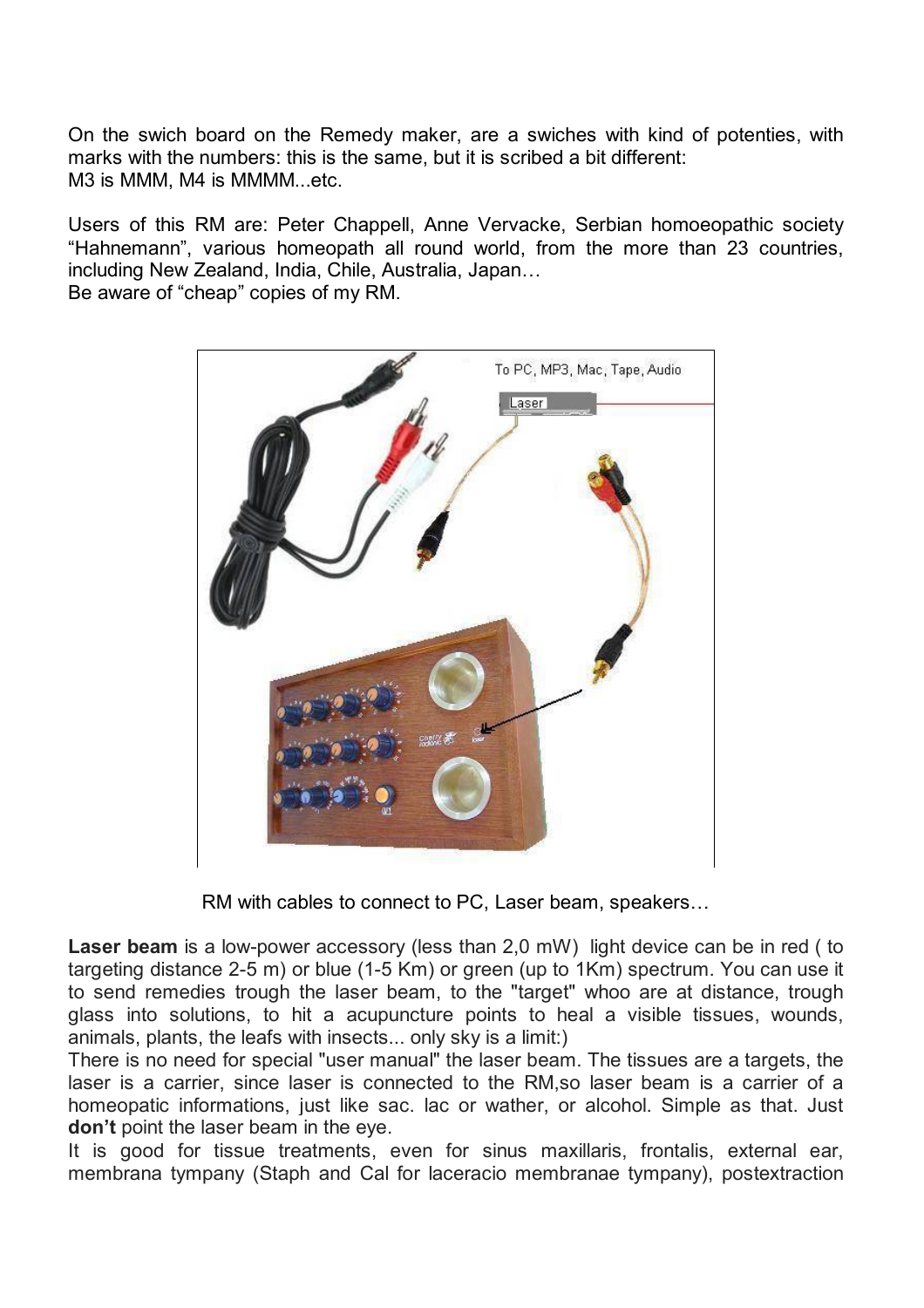On the swich board on the Remedy maker, are a swiches with kind of potenties, with marks with the numbers: this is the same, but it is scribed a bit different:
M3 is MMM, M4 is MMMM...etc.

Users of this RM are: Peter Chappell, Anne Vervacke, Serbian homoeopathic society “Hahnemann”, various homeopath all round world, from the more than 23 countries, including New Zealand, India, Chile, Australia, Japan…
Be aware of “cheap” copies of my RM.

RM with cables to connect to PC, Laser beam, speakers…

**Laser beam** is a low-power accessory (less than 2,0 mW) light device can be in red ( to targeting distance 2-5 m) or blue (1-5 Km) or green (up to 1Km) spectrum. You can use it to send remedies trough the laser beam, to the "target" whoo are at distance, trough glass into solutions, to hit a acupuncture points to heal a visible tissues, wounds, animals, plants, the leafs with insects... only sky is a limit:)
There is no need for special "user manual" the laser beam. The tissues are a targets, the laser is a carrier, since laser is connected to the RM,so laser beam is a carrier of a homeopatic informations, just like sac. lac or wather, or alcohol. Simple as that. Just **don’t** point the laser beam in the eye.
It is good for tissue treatments, even for sinus maxillaris, frontalis, external ear, membrana tympany (Staph and Cal for laceracio membranae tympany), postextraction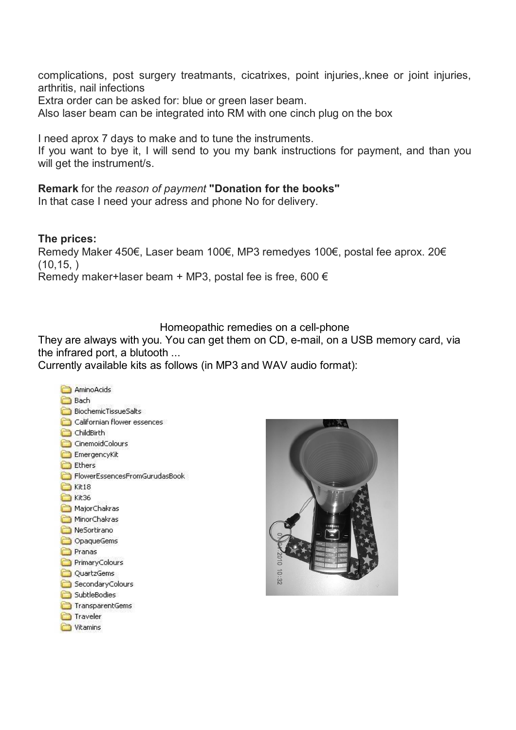complications, post surgery treatmants, cicatrixes, point injuries,.knee or joint injuries, arthritis, nail infections

Extra order can be asked for: blue or green laser beam.

Also laser beam can be integrated into RM with one cinch plug on the box

I need aprox 7 days to make and to tune the instruments.

If you want to bye it, I will send to you my bank instructions for payment, and than you will get the instrument/s.

**Remark** for the *reason of payment* **"Donation for the books"**

In that case I need your adress and phone No for delivery.

**The prices:**

Remedy Maker 450€, Laser beam 100€, MP3 remedyes 100€, postal fee aprox. 20€ (10,15, )

Remedy maker+laser beam + MP3, postal fee is free, 600 €

Homeopathic remedies on a cell-phone

They are always with you. You can get them on CD, e-mail, on a USB memory card, via the infrared port, a blutooth ...

Currently available kits as follows (in MP3 and WAV audio format):

- AminoAcids
- Bach
- BiochemicTissueSalts
- Californian flower essences
- ChildBirth
- CinemoidColours
- EmergencyKit
- Ethers
- FlowerEssencesFromGurudasBook
- Kit18
- Kit36
- MajorChakras
- MinorChakras
- NeSortirano
- OpaqueGems
- Pranas
- PrimaryColours
- QuartzGems
- SecondaryColours
- SubtleBodies
- TransparentGems
- Traveler
- Vitamins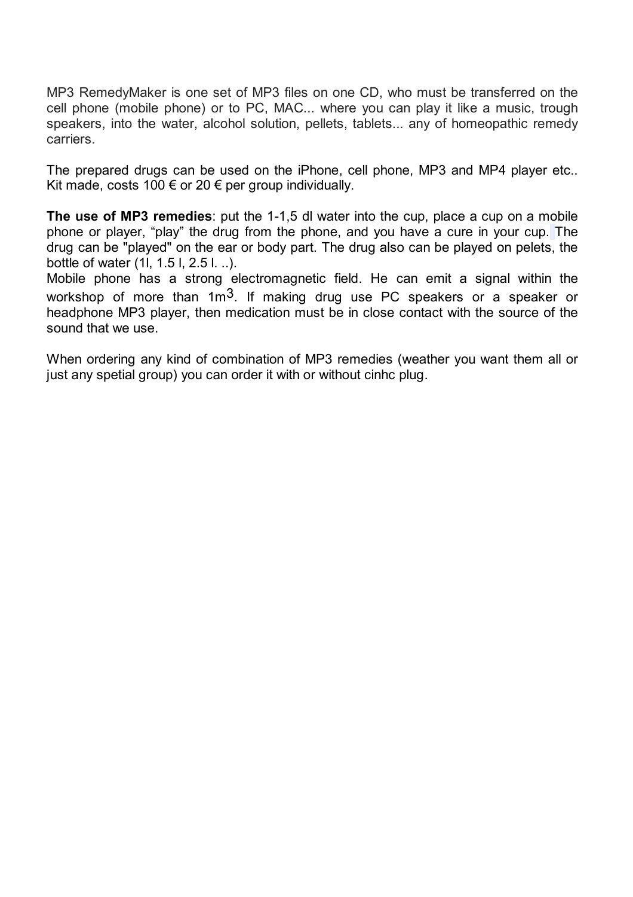MP3 RemedyMaker is one set of MP3 files on one CD, who must be transferred on the cell phone (mobile phone) or to PC, MAC... where you can play it like a music, trough speakers, into the water, alcohol solution, pellets, tablets... any of homeopathic remedy carriers.

The prepared drugs can be used on the iPhone, cell phone, MP3 and MP4 player etc.. Kit made, costs 100 € or 20 € per group individually.

**The use of MP3 remedies**: put the 1-1,5 dl water into the cup, place a cup on a mobile phone or player, “play” the drug from the phone, and you have a cure in your cup. The drug can be "played" on the ear or body part. The drug also can be played on pelets, the bottle of water (1l, 1.5 l, 2.5 l. ..).
Mobile phone has a strong electromagnetic field. He can emit a signal within the workshop of more than $1m^3$. If making drug use PC speakers or a speaker or headphone MP3 player, then medication must be in close contact with the source of the sound that we use.

When ordering any kind of combination of MP3 remedies (weather you want them all or just any spetial group) you can order it with or without cinhc plug.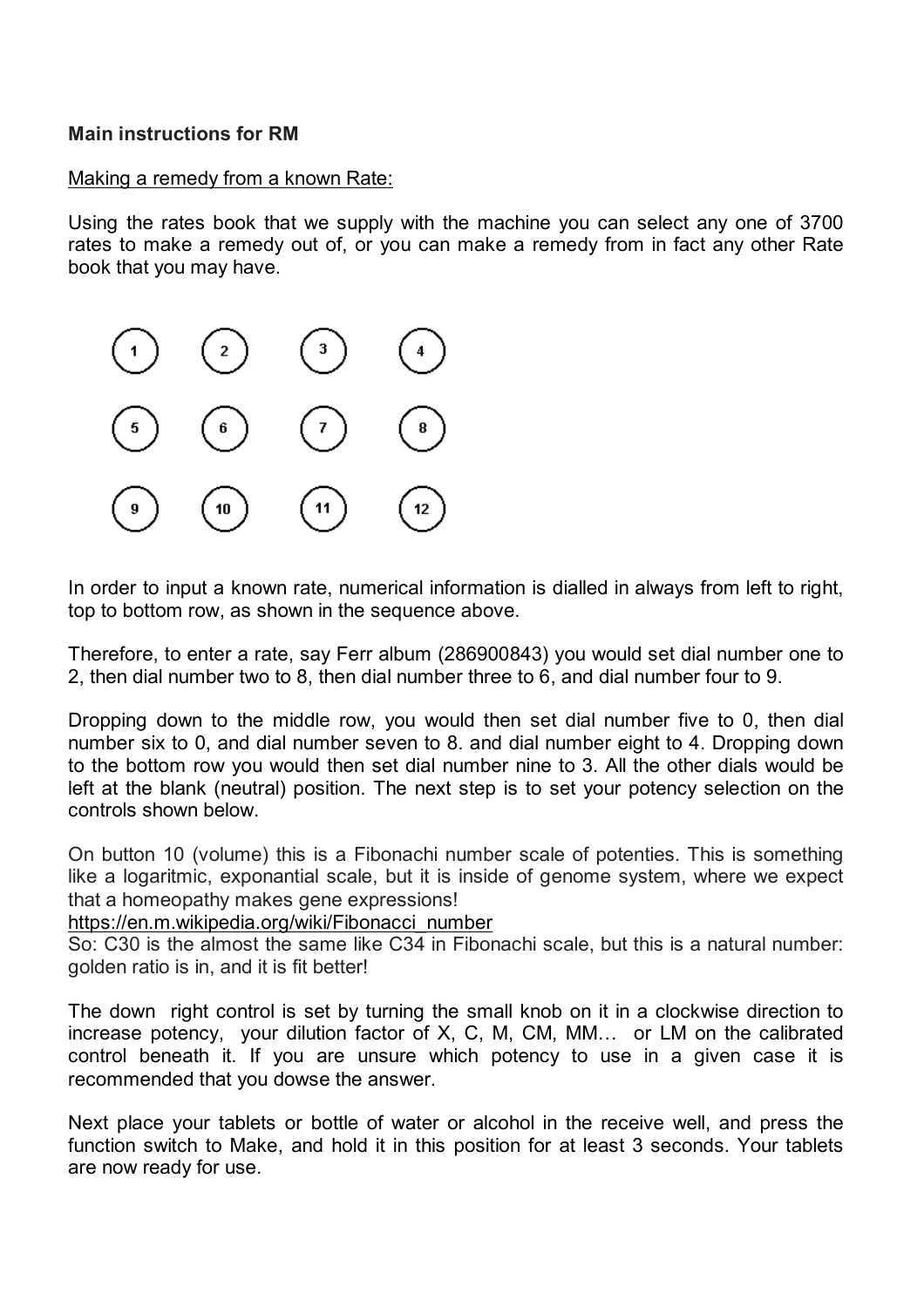**Main instructions for RM**

Making a remedy from a known Rate:

Using the rates book that we supply with the machine you can select any one of 3700 rates to make a remedy out of, or you can make a remedy from in fact any other Rate book that you may have.

| | | | |
|---|---|---|---|
| 1 | 2 | 3 | 4 |
| 5 | 6 | 7 | 8 |
| 9 | 10 | 11 | 12 |

In order to input a known rate, numerical information is dialled in always from left to right, top to bottom row, as shown in the sequence above.

Therefore, to enter a rate, say Ferr album (286900843) you would set dial number one to 2, then dial number two to 8, then dial number three to 6, and dial number four to 9.

Dropping down to the middle row, you would then set dial number five to 0, then dial number six to 0, and dial number seven to 8. and dial number eight to 4. Dropping down to the bottom row you would then set dial number nine to 3. All the other dials would be left at the blank (neutral) position. The next step is to set your potency selection on the controls shown below.

On button 10 (volume) this is a Fibonachi number scale of potenties. This is something like a logaritmic, exponantial scale, but it is inside of genome system, where we expect that a homeopathy makes gene expressions!
https://en.m.wikipedia.org/wiki/Fibonacci_number
So: C30 is the almost the same like C34 in Fibonachi scale, but this is a natural number: golden ratio is in, and it is fit better!

The down right control is set by turning the small knob on it in a clockwise direction to increase potency, your dilution factor of X, C, M, CM, MM… or LM on the calibrated control beneath it. If you are unsure which potency to use in a given case it is recommended that you dowse the answer.

Next place your tablets or bottle of water or alcohol in the receive well, and press the function switch to Make, and hold it in this position for at least 3 seconds. Your tablets are now ready for use.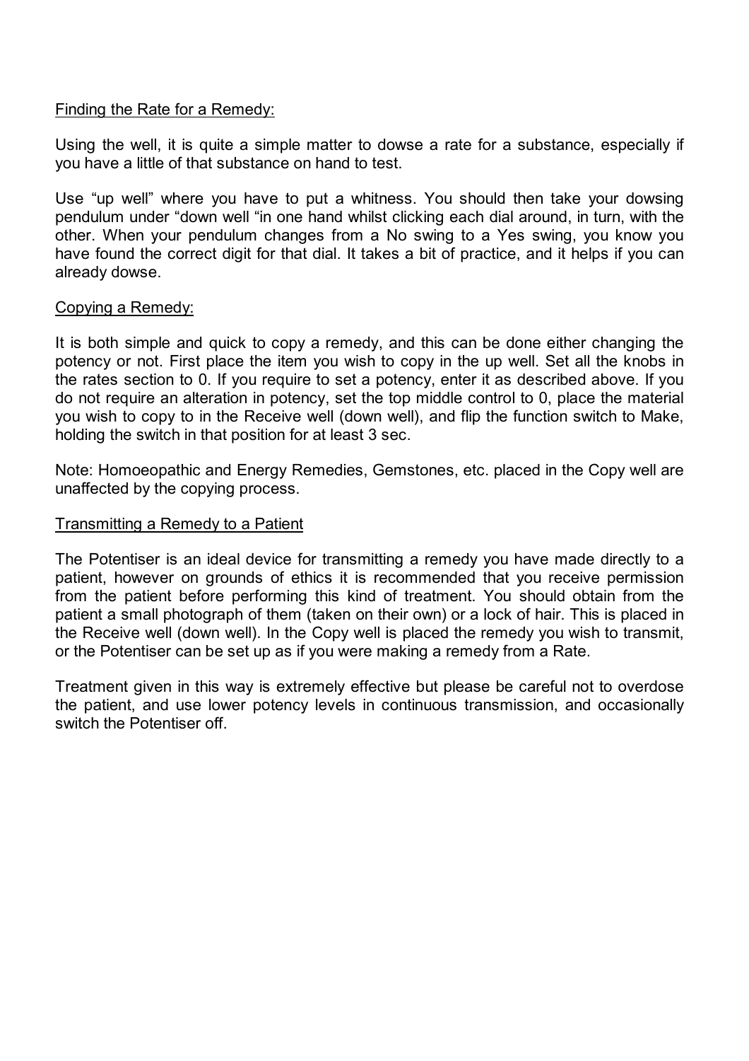<u>Finding the Rate for a Remedy:</u>

Using the well, it is quite a simple matter to dowse a rate for a substance, especially if you have a little of that substance on hand to test.

Use "up well" where you have to put a whitness. You should then take your dowsing pendulum under "down well "in one hand whilst clicking each dial around, in turn, with the other. When your pendulum changes from a No swing to a Yes swing, you know you have found the correct digit for that dial. It takes a bit of practice, and it helps if you can already dowse.

<u>Copying a Remedy:</u>

It is both simple and quick to copy a remedy, and this can be done either changing the potency or not. First place the item you wish to copy in the up well. Set all the knobs in the rates section to 0. If you require to set a potency, enter it as described above. If you do not require an alteration in potency, set the top middle control to 0, place the material you wish to copy to in the Receive well (down well), and flip the function switch to Make, holding the switch in that position for at least 3 sec.

Note: Homoeopathic and Energy Remedies, Gemstones, etc. placed in the Copy well are unaffected by the copying process.

<u>Transmitting a Remedy to a Patient</u>

The Potentiser is an ideal device for transmitting a remedy you have made directly to a patient, however on grounds of ethics it is recommended that you receive permission from the patient before performing this kind of treatment. You should obtain from the patient a small photograph of them (taken on their own) or a lock of hair. This is placed in the Receive well (down well). In the Copy well is placed the remedy you wish to transmit, or the Potentiser can be set up as if you were making a remedy from a Rate.

Treatment given in this way is extremely effective but please be careful not to overdose the patient, and use lower potency levels in continuous transmission, and occasionally switch the Potentiser off.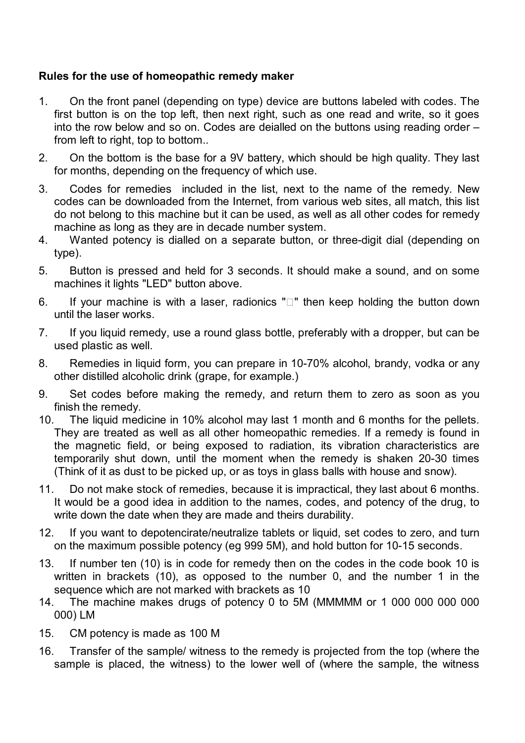**Rules for the use of homeopathic remedy maker**

1. On the front panel (depending on type) device are buttons labeled with codes. The first button is on the top left, then next right, such as one read and write, so it goes into the row below and so on. Codes are deialled on the buttons using reading order – from left to right, top to bottom..
2. On the bottom is the base for a 9V battery, which should be high quality. They last for months, depending on the frequency of which use.
3. Codes for remedies included in the list, next to the name of the remedy. New codes can be downloaded from the Internet, from various web sites, all match, this list do not belong to this machine but it can be used, as well as all other codes for remedy machine as long as they are in decade number system.
4. Wanted potency is dialled on a separate button, or three-digit dial (depending on type).
5. Button is pressed and held for 3 seconds. It should make a sound, and on some machines it lights "LED" button above.
6. If your machine is with a laser, radionics "" then keep holding the button down until the laser works.
7. If you liquid remedy, use a round glass bottle, preferably with a dropper, but can be used plastic as well.
8. Remedies in liquid form, you can prepare in 10-70% alcohol, brandy, vodka or any other distilled alcoholic drink (grape, for example.)
9. Set codes before making the remedy, and return them to zero as soon as you finish the remedy.
10. The liquid medicine in 10% alcohol may last 1 month and 6 months for the pellets. They are treated as well as all other homeopathic remedies. If a remedy is found in the magnetic field, or being exposed to radiation, its vibration characteristics are temporarily shut down, until the moment when the remedy is shaken 20-30 times (Think of it as dust to be picked up, or as toys in glass balls with house and snow).
11. Do not make stock of remedies, because it is impractical, they last about 6 months. It would be a good idea in addition to the names, codes, and potency of the drug, to write down the date when they are made and theirs durability.
12. If you want to depotencirate/neutralize tablets or liquid, set codes to zero, and turn on the maximum possible potency (eg 999 5M), and hold button for 10-15 seconds.
13. If number ten (10) is in code for remedy then on the codes in the code book 10 is written in brackets (10), as opposed to the number 0, and the number 1 in the sequence which are not marked with brackets as 10
14. The machine makes drugs of potency 0 to 5M (MMMMM or 1 000 000 000 000 000) LM
15. CM potency is made as 100 M
16. Transfer of the sample/ witness to the remedy is projected from the top (where the sample is placed, the witness) to the lower well of (where the sample, the witness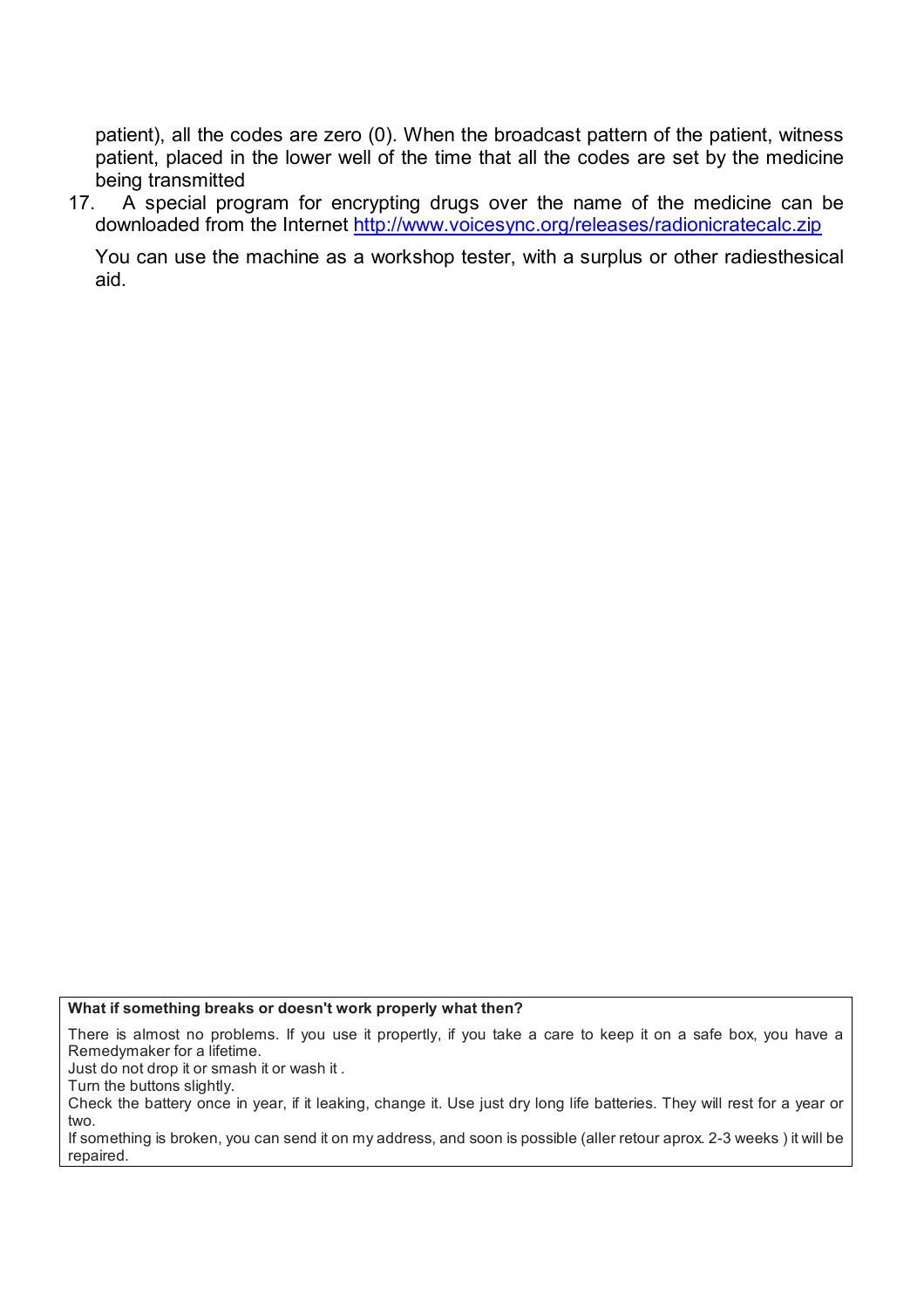patient), all the codes are zero (0). When the broadcast pattern of the patient, witness patient, placed in the lower well of the time that all the codes are set by the medicine being transmitted

17. A special program for encrypting drugs over the name of the medicine can be downloaded from the Internet http://www.voicesync.org/releases/radionicratecalc.zip

You can use the machine as a workshop tester, with a surplus or other radiesthesical aid.

**What if something breaks or doesn't work properly what then?**

There is almost no problems. If you use it propertly, if you take a care to keep it on a safe box, you have a Remedymaker for a lifetime.
Just do not drop it or smash it or wash it .
Turn the buttons slightly.
Check the battery once in year, if it leaking, change it. Use just dry long life batteries. They will rest for a year or two.
If something is broken, you can send it on my address, and soon is possible (aller retour aprox. 2-3 weeks ) it will be repaired.